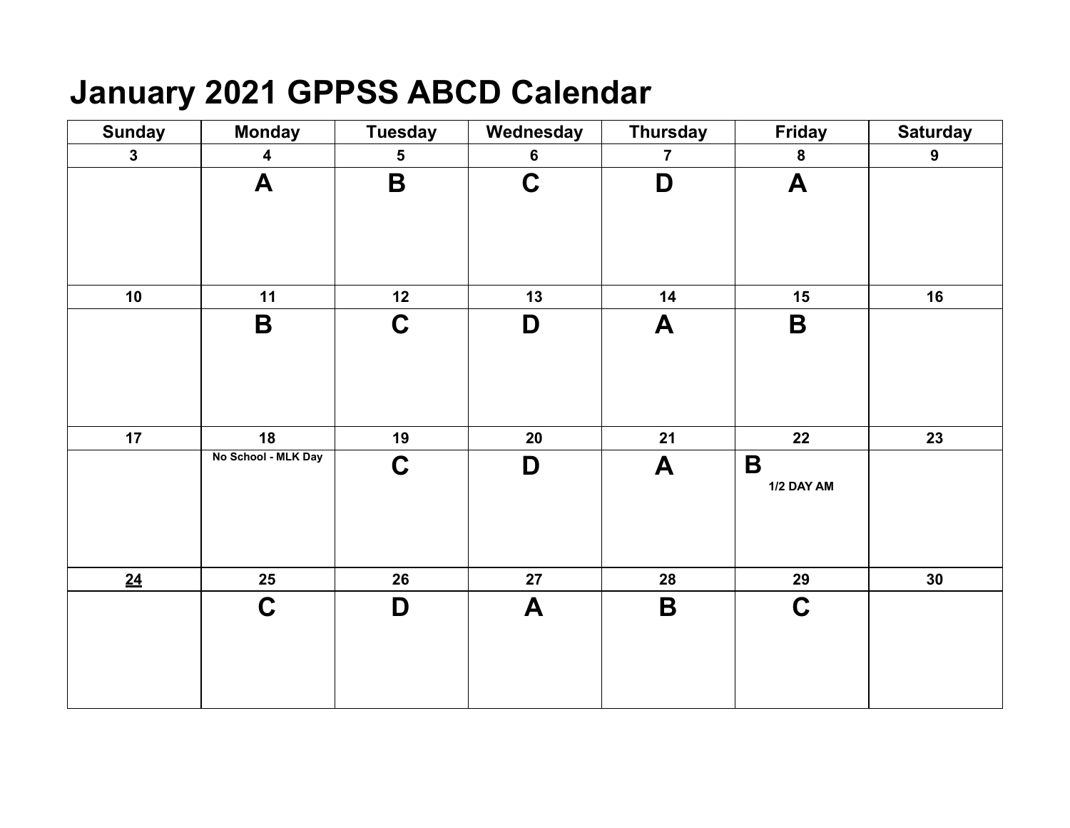# January 2021 GPPSS ABCD Calendar

| Sunday | Monday | Tuesday | Wednesday | Thursday | Friday | Saturday |
|---|---|---|---|---|---|---|
| 3 | 4 | 5 | 6 | 7 | 8 | 9 |
| | A | B | C | D | A | |
| 10 | 11 | 12 | 13 | 14 | 15 | 16 |
| | B | C | D | A | B | |
| 17 | 18 | 19 | 20 | 21 | 22 | 23 |
| | No School - MLK Day | C | D | A | B 1/2 DAY AM | |
| 24 | 25 | 26 | 27 | 28 | 29 | 30 |
| | C | D | A | B | C | |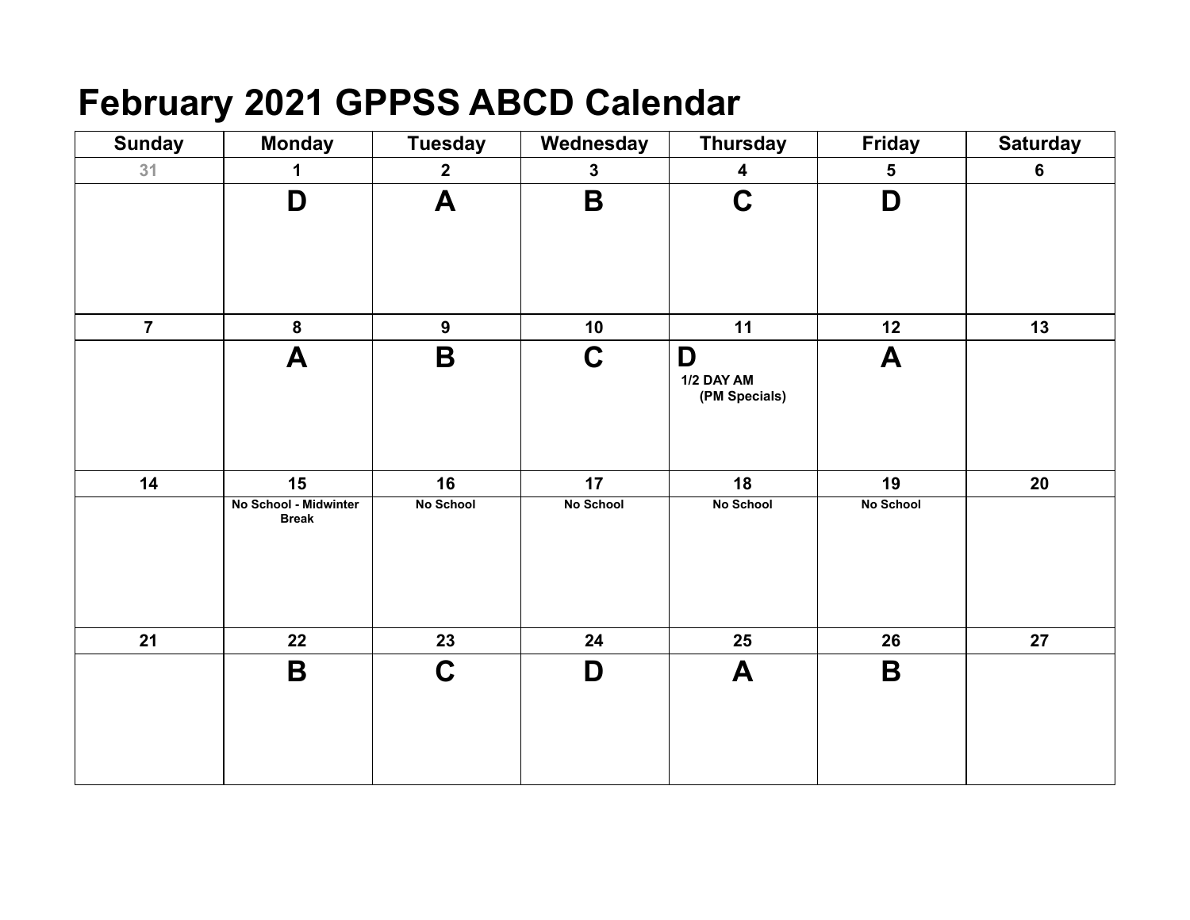# February 2021 GPPSS ABCD Calendar

| Sunday | Monday | Tuesday | Wednesday | Thursday | Friday | Saturday |
|---|---|---|---|---|---|---|
| 31 | 1 | 2 | 3 | 4 | 5 | 6 |
| | **D** | **A** | **B** | **C** | **D** | |
| 7 | 8 | 9 | 10 | 11 | 12 | 13 |
| | **A** | **B** | **C** | **D** 1/2 DAY AM (PM Specials) | **A** | |
| 14 | 15 | 16 | 17 | 18 | 19 | 20 |
| | No School - Midwinter Break | No School | No School | No School | No School | |
| 21 | 22 | 23 | 24 | 25 | 26 | 27 |
| | **B** | **C** | **D** | **A** | **B** | |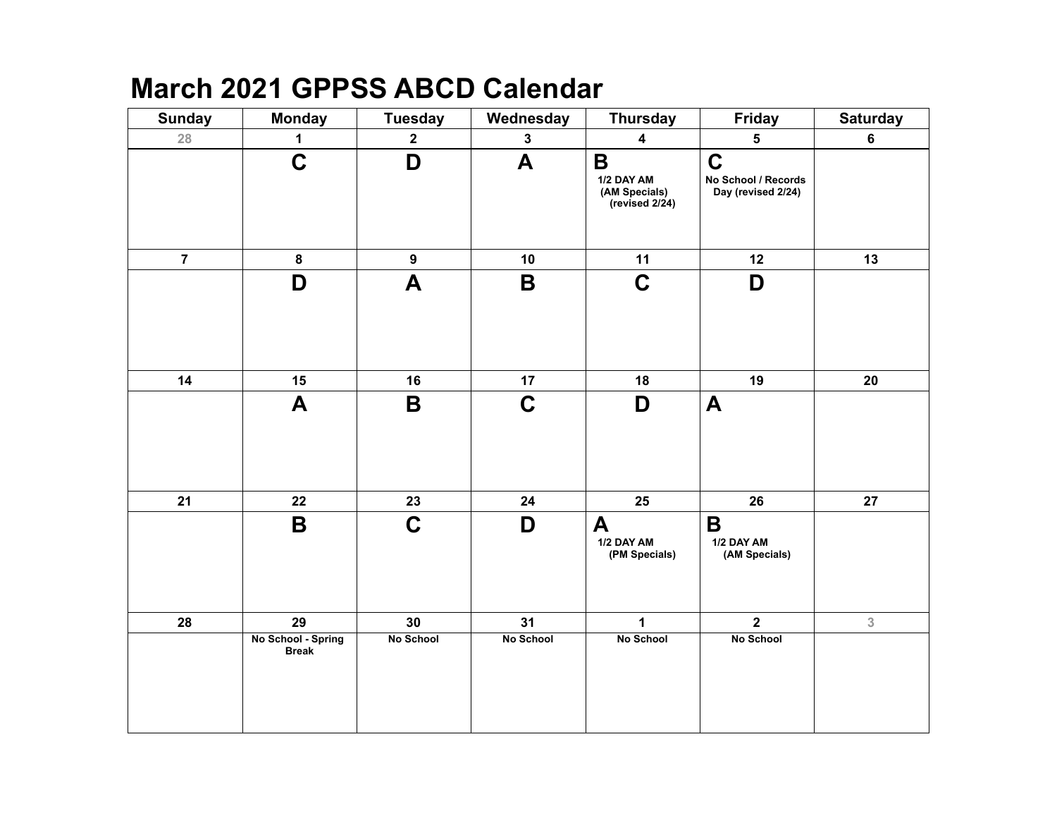# March 2021 GPPSS ABCD Calendar

| Sunday | Monday | Tuesday | Wednesday | Thursday | Friday | Saturday |
|---|---|---|---|---|---|---|
| 28 | 1 | 2 | 3 | 4 | 5 | 6 |
| | **C** | **D** | **A** | **B** 1/2 DAY AM (AM Specials) (revised 2/24) | **C** No School / Records Day (revised 2/24) | |
| 7 | 8 | 9 | 10 | 11 | 12 | 13 |
| | **D** | **A** | **B** | **C** | **D** | |
| 14 | 15 | 16 | 17 | 18 | 19 | 20 |
| | **A** | **B** | **C** | **D** | **A** | |
| 21 | 22 | 23 | 24 | 25 | 26 | 27 |
| | **B** | **C** | **D** | **A** 1/2 DAY AM (PM Specials) | **B** 1/2 DAY AM (AM Specials) | |
| 28 | 29 | 30 | 31 | 1 | 2 | 3 |
| | No School - Spring Break | No School | No School | No School | No School | |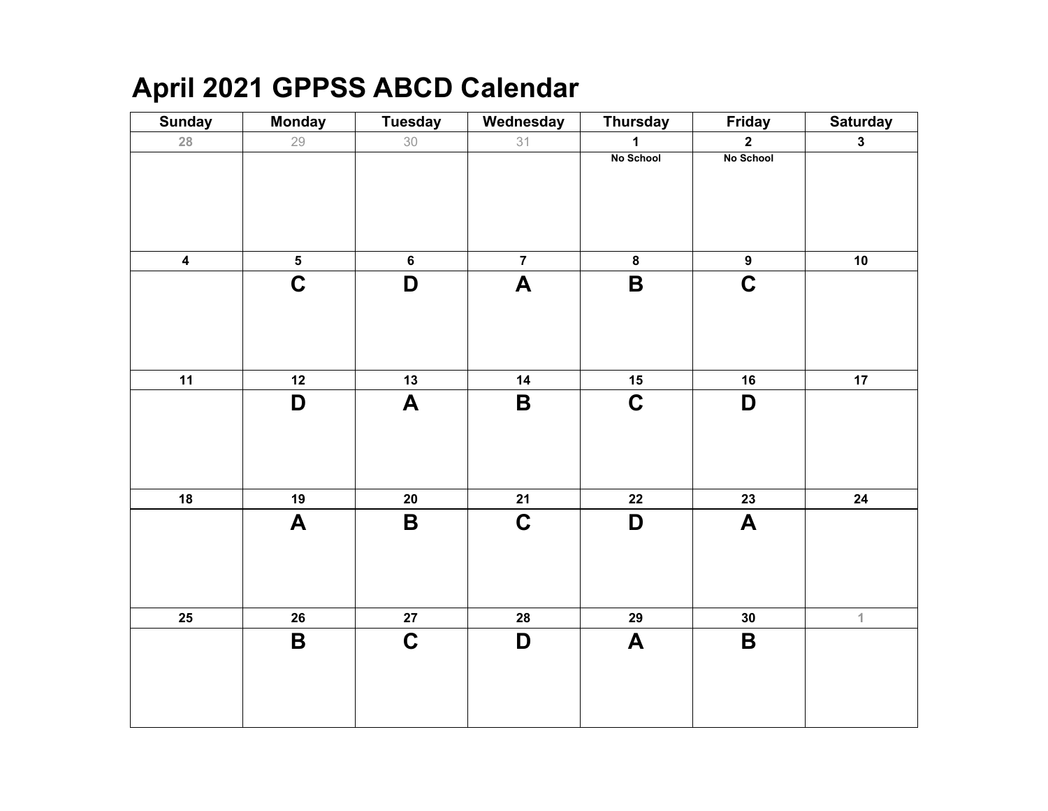# April 2021 GPPSS ABCD Calendar

| Sunday | Monday | Tuesday | Wednesday | Thursday | Friday | Saturday |
|---|---|---|---|---|---|---|
| 28 | 29 | 30 | 31 | 1 | 2 | 3 |
| | | | | No School | No School | |
| 4 | 5 | 6 | 7 | 8 | 9 | 10 |
| | C | D | A | B | C | |
| 11 | 12 | 13 | 14 | 15 | 16 | 17 |
| | D | A | B | C | D | |
| 18 | 19 | 20 | 21 | 22 | 23 | 24 |
| | A | B | C | D | A | |
| 25 | 26 | 27 | 28 | 29 | 30 | 1 |
| | B | C | D | A | B | |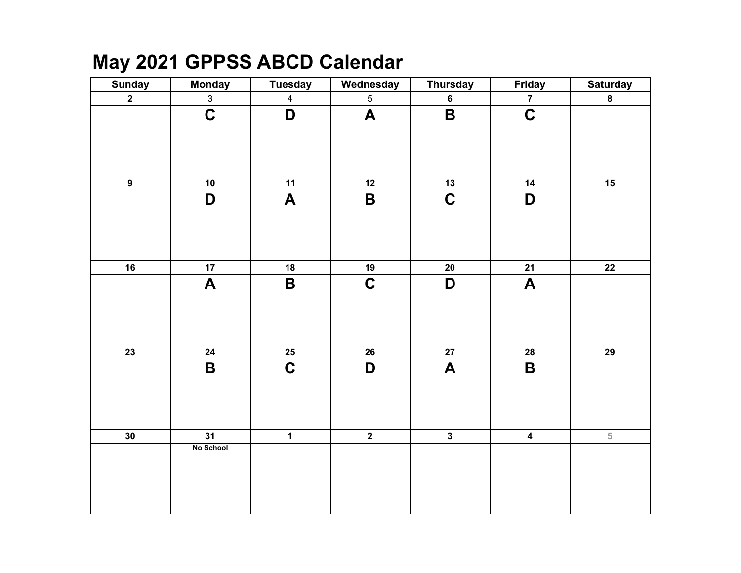# May 2021 GPPSS ABCD Calendar

| Sunday | Monday | Tuesday | Wednesday | Thursday | Friday | Saturday |
|---|---|---|---|---|---|---|
| 2 | 3 | 4 | 5 | 6 | 7 | 8 |
| | C | D | A | B | C | |
| 9 | 10 | 11 | 12 | 13 | 14 | 15 |
| | D | A | B | C | D | |
| 16 | 17 | 18 | 19 | 20 | 21 | 22 |
| | A | B | C | D | A | |
| 23 | 24 | 25 | 26 | 27 | 28 | 29 |
| | B | C | D | A | B | |
| 30 | 31 | 1 | 2 | 3 | 4 | 5 |
| | No School | | | | | |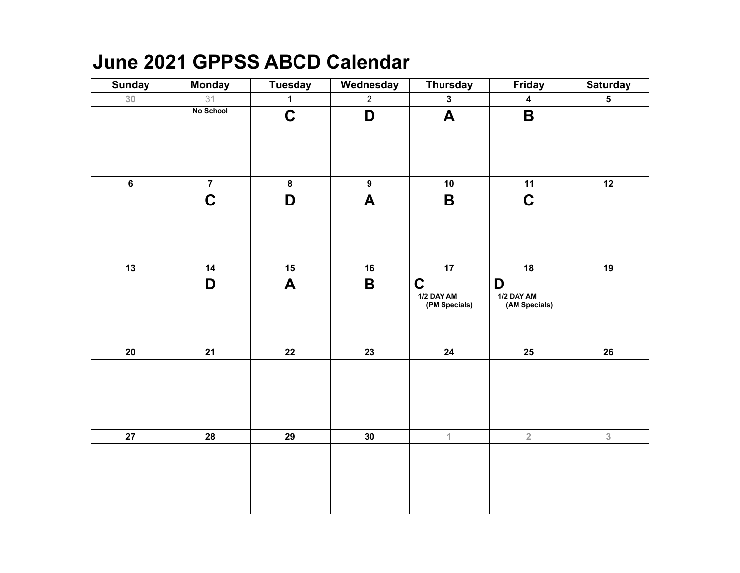# June 2021 GPPSS ABCD Calendar

| Sunday | Monday | Tuesday | Wednesday | Thursday | Friday | Saturday |
|---|---|---|---|---|---|---|
| 30 | 31 | 1 | 2 | 3 | 4 | 5 |
| | No School | C | D | A | B | |
| 6 | 7 | 8 | 9 | 10 | 11 | 12 |
| | C | D | A | B | C | |
| 13 | 14 | 15 | 16 | 17 | 18 | 19 |
| | D | A | B | C 1/2 DAY AM (PM Specials) | D 1/2 DAY AM (AM Specials) | |
| 20 | 21 | 22 | 23 | 24 | 25 | 26 |
| | | | | | | |
| 27 | 28 | 29 | 30 | 1 | 2 | 3 |
| | | | | | | |